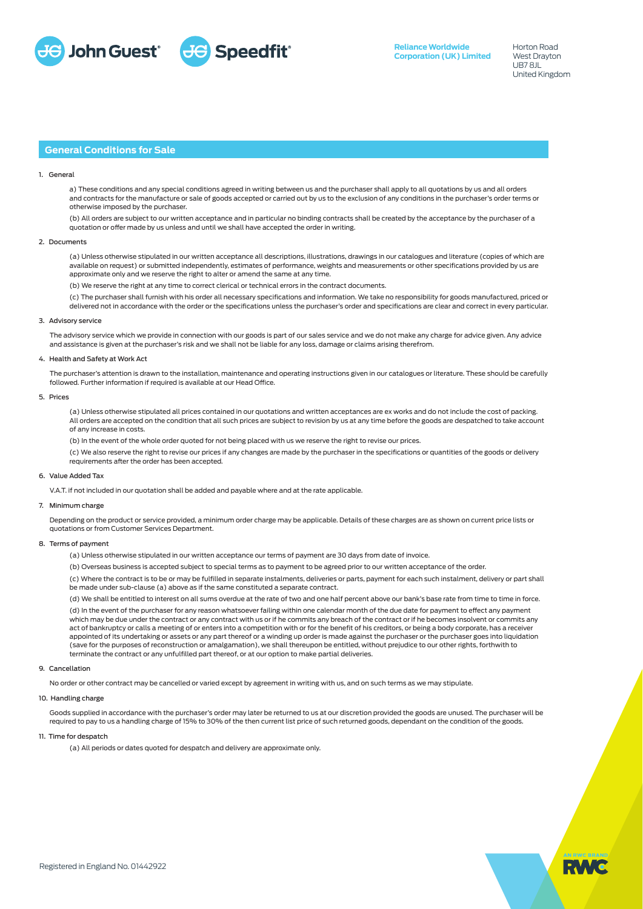John Guest® Speedfit®

**Reliance Worldwide Corporation (UK) Limited**

Horton Road
West Drayton
UB7 8JL
United Kingdom

## General Conditions for Sale

### 1. General

a) These conditions and any special conditions agreed in writing between us and the purchaser shall apply to all quotations by us and all orders and contracts for the manufacture or sale of goods accepted or carried out by us to the exclusion of any conditions in the purchaser's order terms or otherwise imposed by the purchaser.

(b) All orders are subject to our written acceptance and in particular no binding contracts shall be created by the acceptance by the purchaser of a quotation or offer made by us unless and until we shall have accepted the order in writing.

### 2. Documents

(a) Unless otherwise stipulated in our written acceptance all descriptions, illustrations, drawings in our catalogues and literature (copies of which are available on request) or submitted independently, estimates of performance, weights and measurements or other specifications provided by us are approximate only and we reserve the right to alter or amend the same at any time.

(b) We reserve the right at any time to correct clerical or technical errors in the contract documents.

(c) The purchaser shall furnish with his order all necessary specifications and information. We take no responsibility for goods manufactured, priced or delivered not in accordance with the order or the specifications unless the purchaser's order and specifications are clear and correct in every particular.

### 3. Advisory service

The advisory service which we provide in connection with our goods is part of our sales service and we do not make any charge for advice given. Any advice and assistance is given at the purchaser's risk and we shall not be liable for any loss, damage or claims arising therefrom.

### 4. Health and Safety at Work Act

The purchaser's attention is drawn to the installation, maintenance and operating instructions given in our catalogues or literature. These should be carefully followed. Further information if required is available at our Head Office.

### 5. Prices

(a) Unless otherwise stipulated all prices contained in our quotations and written acceptances are ex works and do not include the cost of packing. All orders are accepted on the condition that all such prices are subject to revision by us at any time before the goods are despatched to take account of any increase in costs.

(b) In the event of the whole order quoted for not being placed with us we reserve the right to revise our prices.

(c) We also reserve the right to revise our prices if any changes are made by the purchaser in the specifications or quantities of the goods or delivery requirements after the order has been accepted.

### 6. Value Added Tax

V.A.T. if not included in our quotation shall be added and payable where and at the rate applicable.

### 7. Minimum charge

Depending on the product or service provided, a minimum order charge may be applicable. Details of these charges are as shown on current price lists or quotations or from Customer Services Department.

### 8. Terms of payment

(a) Unless otherwise stipulated in our written acceptance our terms of payment are 30 days from date of invoice.

(b) Overseas business is accepted subject to special terms as to payment to be agreed prior to our written acceptance of the order.

(c) Where the contract is to be or may be fulfilled in separate instalments, deliveries or parts, payment for each such instalment, delivery or part shall be made under sub-clause (a) above as if the same constituted a separate contract.

(d) We shall be entitled to interest on all sums overdue at the rate of two and one half percent above our bank's base rate from time to time in force.

(d) In the event of the purchaser for any reason whatsoever failing within one calendar month of the due date for payment to effect any payment which may be due under the contract or any contract with us or if he commits any breach of the contract or if he becomes insolvent or commits any act of bankruptcy or calls a meeting of or enters into a competition with or for the benefit of his creditors, or being a body corporate, has a receiver appointed of its undertaking or assets or any part thereof or a winding up order is made against the purchaser or the purchaser goes into liquidation (save for the purposes of reconstruction or amalgamation), we shall thereupon be entitled, without prejudice to our other rights, forthwith to terminate the contract or any unfulfilled part thereof, or at our option to make partial deliveries.

### 9. Cancellation

No order or other contract may be cancelled or varied except by agreement in writing with us, and on such terms as we may stipulate.

### 10. Handling charge

Goods supplied in accordance with the purchaser's order may later be returned to us at our discretion provided the goods are unused. The purchaser will be required to pay to us a handling charge of 15% to 30% of the then current list price of such returned goods, dependant on the condition of the goods.

### 11. Time for despatch

(a) All periods or dates quoted for despatch and delivery are approximate only.

Registered in England No. 01442922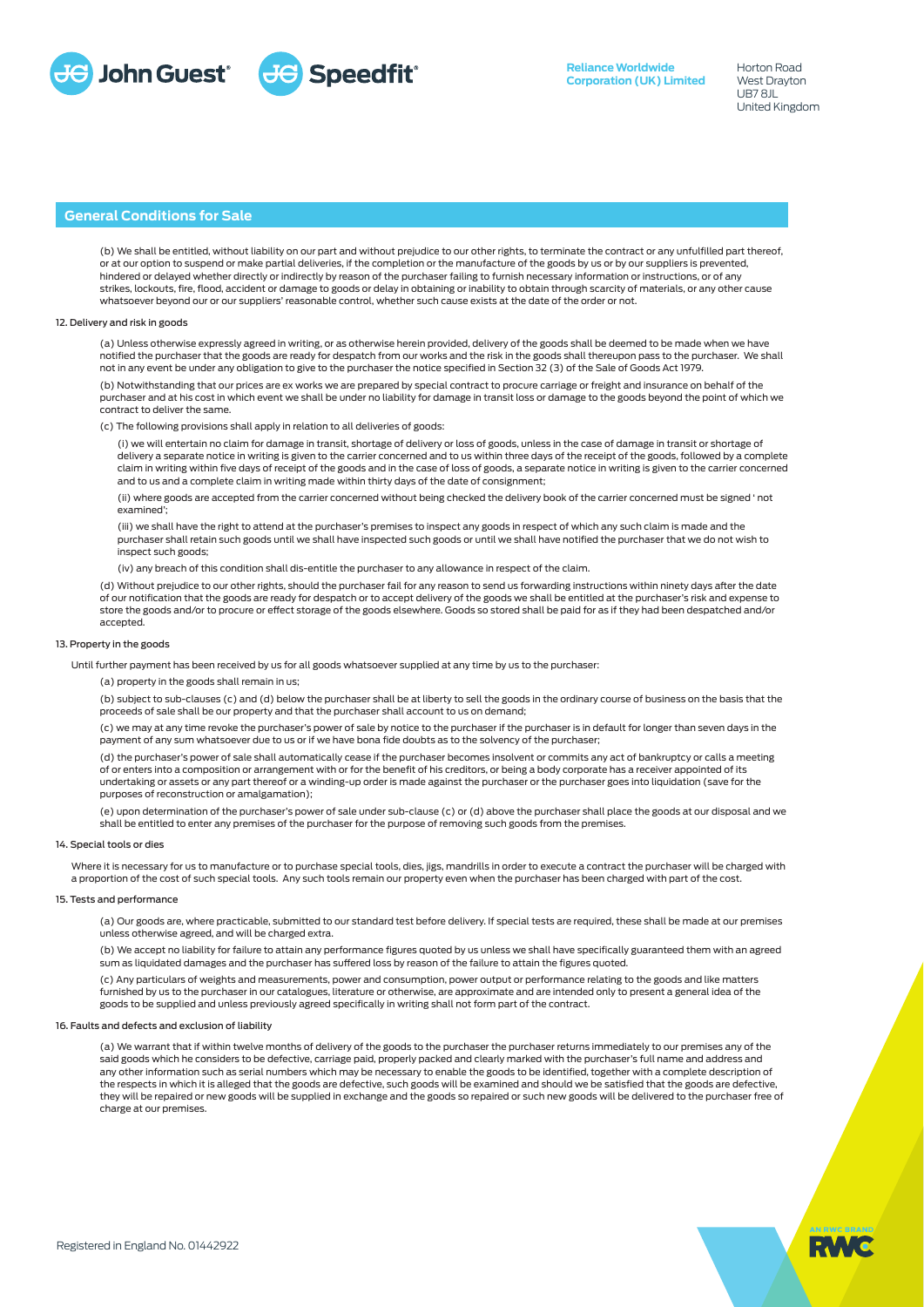## General Conditions for Sale

(b) We shall be entitled, without liability on our part and without prejudice to our other rights, to terminate the contract or any unfulfilled part thereof, or at our option to suspend or make partial deliveries, if the completion or the manufacture of the goods by us or by our suppliers is prevented, hindered or delayed whether directly or indirectly by reason of the purchaser failing to furnish necessary information or instructions, or of any strikes, lockouts, fire, flood, accident or damage to goods or delay in obtaining or inability to obtain through scarcity of materials, or any other cause whatsoever beyond our or our suppliers' reasonable control, whether such cause exists at the date of the order or not.

### 12. Delivery and risk in goods

(a) Unless otherwise expressly agreed in writing, or as otherwise herein provided, delivery of the goods shall be deemed to be made when we have notified the purchaser that the goods are ready for despatch from our works and the risk in the goods shall thereupon pass to the purchaser. We shall not in any event be under any obligation to give to the purchaser the notice specified in Section 32 (3) of the Sale of Goods Act 1979.

(b) Notwithstanding that our prices are ex works we are prepared by special contract to procure carriage or freight and insurance on behalf of the purchaser and at his cost in which event we shall be under no liability for damage in transit loss or damage to the goods beyond the point of which we contract to deliver the same.

(c) The following provisions shall apply in relation to all deliveries of goods:

(i) we will entertain no claim for damage in transit, shortage of delivery or loss of goods, unless in the case of damage in transit or shortage of delivery a separate notice in writing is given to the carrier concerned and to us within three days of the receipt of the goods, followed by a complete claim in writing within five days of receipt of the goods and in the case of loss of goods, a separate notice in writing is given to the carrier concerned and to us and a complete claim in writing made within thirty days of the date of consignment;

(ii) where goods are accepted from the carrier concerned without being checked the delivery book of the carrier concerned must be signed ' not examined';

(iii) we shall have the right to attend at the purchaser's premises to inspect any goods in respect of which any such claim is made and the purchaser shall retain such goods until we shall have inspected such goods or until we shall have notified the purchaser that we do not wish to inspect such goods;

(iv) any breach of this condition shall dis-entitle the purchaser to any allowance in respect of the claim.

(d) Without prejudice to our other rights, should the purchaser fail for any reason to send us forwarding instructions within ninety days after the date of our notification that the goods are ready for despatch or to accept delivery of the goods we shall be entitled at the purchaser's risk and expense to store the goods and/or to procure or effect storage of the goods elsewhere. Goods so stored shall be paid for as if they had been despatched and/or accepted.

### 13. Property in the goods

Until further payment has been received by us for all goods whatsoever supplied at any time by us to the purchaser:

(a) property in the goods shall remain in us;

(b) subject to sub-clauses (c) and (d) below the purchaser shall be at liberty to sell the goods in the ordinary course of business on the basis that the proceeds of sale shall be our property and that the purchaser shall account to us on demand;

(c) we may at any time revoke the purchaser's power of sale by notice to the purchaser if the purchaser is in default for longer than seven days in the payment of any sum whatsoever due to us or if we have bona fide doubts as to the solvency of the purchaser;

(d) the purchaser's power of sale shall automatically cease if the purchaser becomes insolvent or commits any act of bankruptcy or calls a meeting of or enters into a composition or arrangement with or for the benefit of his creditors, or being a body corporate has a receiver appointed of its undertaking or assets or any part thereof or a winding-up order is made against the purchaser or the purchaser goes into liquidation (save for the purposes of reconstruction or amalgamation);

(e) upon determination of the purchaser's power of sale under sub-clause (c) or (d) above the purchaser shall place the goods at our disposal and we shall be entitled to enter any premises of the purchaser for the purpose of removing such goods from the premises.

### 14. Special tools or dies

Where it is necessary for us to manufacture or to purchase special tools, dies, jigs, mandrills in order to execute a contract the purchaser will be charged with a proportion of the cost of such special tools. Any such tools remain our property even when the purchaser has been charged with part of the cost.

### 15. Tests and performance

(a) Our goods are, where practicable, submitted to our standard test before delivery. If special tests are required, these shall be made at our premises unless otherwise agreed, and will be charged extra.

(b) We accept no liability for failure to attain any performance figures quoted by us unless we shall have specifically guaranteed them with an agreed sum as liquidated damages and the purchaser has suffered loss by reason of the failure to attain the figures quoted.

(c) Any particulars of weights and measurements, power and consumption, power output or performance relating to the goods and like matters furnished by us to the purchaser in our catalogues, literature or otherwise, are approximate and are intended only to present a general idea of the goods to be supplied and unless previously agreed specifically in writing shall not form part of the contract.

### 16. Faults and defects and exclusion of liability

(a) We warrant that if within twelve months of delivery of the goods to the purchaser the purchaser returns immediately to our premises any of the said goods which he considers to be defective, carriage paid, properly packed and clearly marked with the purchaser's full name and address and any other information such as serial numbers which may be necessary to enable the goods to be identified, together with a complete description of the respects in which it is alleged that the goods are defective, such goods will be examined and should we be satisfied that the goods are defective, they will be repaired or new goods will be supplied in exchange and the goods so repaired or such new goods will be delivered to the purchaser free of charge at our premises.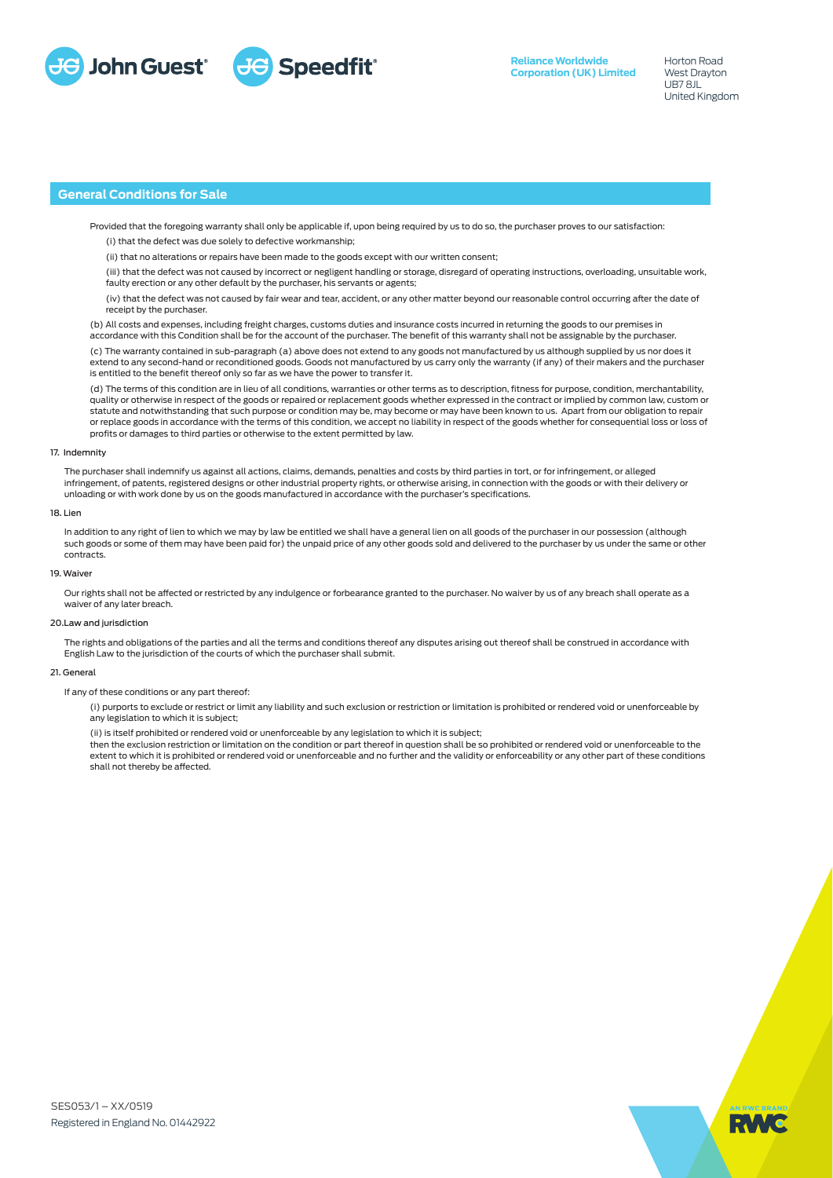## General Conditions for Sale

Provided that the foregoing warranty shall only be applicable if, upon being required by us to do so, the purchaser proves to our satisfaction:

(i) that the defect was due solely to defective workmanship;

(ii) that no alterations or repairs have been made to the goods except with our written consent;

(iii) that the defect was not caused by incorrect or negligent handling or storage, disregard of operating instructions, overloading, unsuitable work, faulty erection or any other default by the purchaser, his servants or agents;

(iv) that the defect was not caused by fair wear and tear, accident, or any other matter beyond our reasonable control occurring after the date of receipt by the purchaser.

(b) All costs and expenses, including freight charges, customs duties and insurance costs incurred in returning the goods to our premises in accordance with this Condition shall be for the account of the purchaser. The benefit of this warranty shall not be assignable by the purchaser.

(c) The warranty contained in sub-paragraph (a) above does not extend to any goods not manufactured by us although supplied by us nor does it extend to any second-hand or reconditioned goods. Goods not manufactured by us carry only the warranty (if any) of their makers and the purchaser is entitled to the benefit thereof only so far as we have the power to transfer it.

(d) The terms of this condition are in lieu of all conditions, warranties or other terms as to description, fitness for purpose, condition, merchantability, quality or otherwise in respect of the goods or repaired or replacement goods whether expressed in the contract or implied by common law, custom or statute and notwithstanding that such purpose or condition may be, may become or may have been known to us. Apart from our obligation to repair or replace goods in accordance with the terms of this condition, we accept no liability in respect of the goods whether for consequential loss or loss of profits or damages to third parties or otherwise to the extent permitted by law.

17. Indemnity

The purchaser shall indemnify us against all actions, claims, demands, penalties and costs by third parties in tort, or for infringement, or alleged infringement, of patents, registered designs or other industrial property rights, or otherwise arising, in connection with the goods or with their delivery or unloading or with work done by us on the goods manufactured in accordance with the purchaser's specifications.

18. Lien

In addition to any right of lien to which we may by law be entitled we shall have a general lien on all goods of the purchaser in our possession (although such goods or some of them may have been paid for) the unpaid price of any other goods sold and delivered to the purchaser by us under the same or other contracts.

19. Waiver

Our rights shall not be affected or restricted by any indulgence or forbearance granted to the purchaser. No waiver by us of any breach shall operate as a waiver of any later breach.

20.Law and jurisdiction

The rights and obligations of the parties and all the terms and conditions thereof any disputes arising out thereof shall be construed in accordance with English Law to the jurisdiction of the courts of which the purchaser shall submit.

21. General

If any of these conditions or any part thereof:

(i) purports to exclude or restrict or limit any liability and such exclusion or restriction or limitation is prohibited or rendered void or unenforceable by any legislation to which it is subject;

(ii) is itself prohibited or rendered void or unenforceable by any legislation to which it is subject;

then the exclusion restriction or limitation on the condition or part thereof in question shall be so prohibited or rendered void or unenforceable to the extent to which it is prohibited or rendered void or unenforceable and no further and the validity or enforceability or any other part of these conditions shall not thereby be affected.